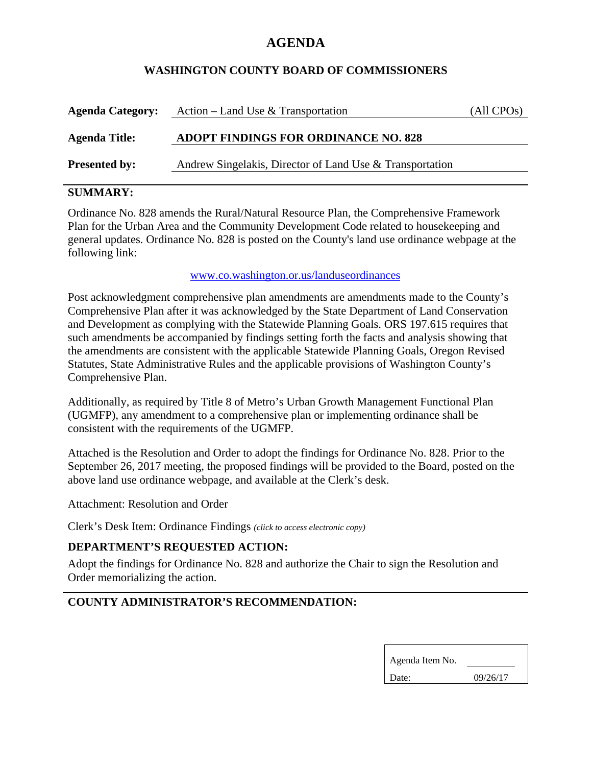# AGENDA

## WASHINGTON COUNTY BOARD OF COMMISSIONERS

**Agenda Category:** Action – Land Use & Transportation (All CPOs)

**Agenda Title:** **ADOPT FINDINGS FOR ORDINANCE NO. 828**

**Presented by:** Andrew Singelakis, Director of Land Use & Transportation

---

## SUMMARY:

Ordinance No. 828 amends the Rural/Natural Resource Plan, the Comprehensive Framework Plan for the Urban Area and the Community Development Code related to housekeeping and general updates. Ordinance No. 828 is posted on the County's land use ordinance webpage at the following link:

www.co.washington.or.us/landuseordinances

Post acknowledgment comprehensive plan amendments are amendments made to the County's Comprehensive Plan after it was acknowledged by the State Department of Land Conservation and Development as complying with the Statewide Planning Goals. ORS 197.615 requires that such amendments be accompanied by findings setting forth the facts and analysis showing that the amendments are consistent with the applicable Statewide Planning Goals, Oregon Revised Statutes, State Administrative Rules and the applicable provisions of Washington County's Comprehensive Plan.

Additionally, as required by Title 8 of Metro's Urban Growth Management Functional Plan (UGMFP), any amendment to a comprehensive plan or implementing ordinance shall be consistent with the requirements of the UGMFP.

Attached is the Resolution and Order to adopt the findings for Ordinance No. 828. Prior to the September 26, 2017 meeting, the proposed findings will be provided to the Board, posted on the above land use ordinance webpage, and available at the Clerk's desk.

Attachment: Resolution and Order

Clerk's Desk Item: Ordinance Findings *(click to access electronic copy)*

## DEPARTMENT'S REQUESTED ACTION:

Adopt the findings for Ordinance No. 828 and authorize the Chair to sign the Resolution and Order memorializing the action.

---

## COUNTY ADMINISTRATOR'S RECOMMENDATION:

| Agenda Item No. | |
|---|---|
| Date: | 09/26/17 |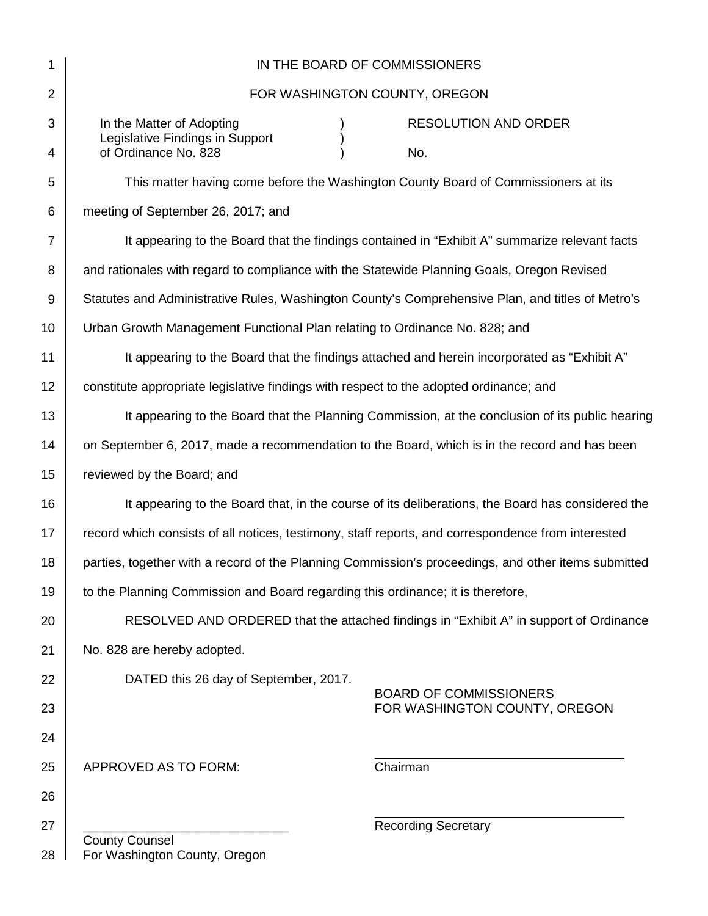IN THE BOARD OF COMMISSIONERS

FOR WASHINGTON COUNTY, OREGON

| | | |
|---|---|---|
| In the Matter of Adopting Legislative Findings in Support of Ordinance No. 828 | ) ) ) | RESOLUTION AND ORDER No. |

This matter having come before the Washington County Board of Commissioners at its meeting of September 26, 2017; and

It appearing to the Board that the findings contained in "Exhibit A" summarize relevant facts and rationales with regard to compliance with the Statewide Planning Goals, Oregon Revised Statutes and Administrative Rules, Washington County's Comprehensive Plan, and titles of Metro's Urban Growth Management Functional Plan relating to Ordinance No. 828; and

It appearing to the Board that the findings attached and herein incorporated as "Exhibit A" constitute appropriate legislative findings with respect to the adopted ordinance; and

It appearing to the Board that the Planning Commission, at the conclusion of its public hearing on September 6, 2017, made a recommendation to the Board, which is in the record and has been reviewed by the Board; and

It appearing to the Board that, in the course of its deliberations, the Board has considered the record which consists of all notices, testimony, staff reports, and correspondence from interested parties, together with a record of the Planning Commission's proceedings, and other items submitted to the Planning Commission and Board regarding this ordinance; it is therefore,

RESOLVED AND ORDERED that the attached findings in "Exhibit A" in support of Ordinance No. 828 are hereby adopted.

DATED this 26 day of September, 2017.

BOARD OF COMMISSIONERS
FOR WASHINGTON COUNTY, OREGON

APPROVED AS TO FORM:

_______________________________
Chairman

_______________________________
County Counsel
For Washington County, Oregon

_______________________________
Recording Secretary